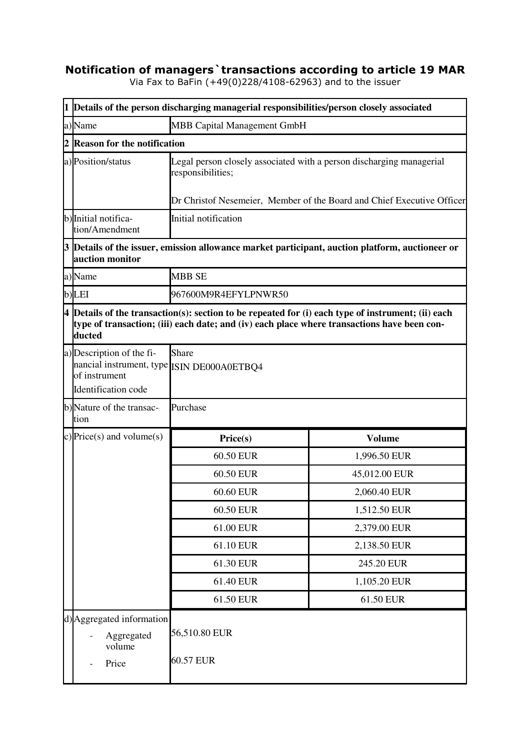# Notification of managers`transactions according to article 19 MAR

Via Fax to BaFin (+49(0)228/4108-62963) and to the issuer

| | | | |
|---|---|---|---|
| **1** | **Details of the person discharging managerial responsibilities/person closely associated** | | |
| a) | Name | MBB Capital Management GmbH | |
| **2** | **Reason for the notification** | | |
| a) | Position/status | Legal person closely associated with a person discharging managerial responsibilities;<br><br>Dr Christof Nesemeier, Member of the Board and Chief Executive Officer | |
| b) | Initial notification/Amendment | Initial notification | |
| **3** | **Details of the issuer, emission allowance market participant, auction platform, auctioneer or auction monitor** | | |
| a) | Name | MBB SE | |
| b) | LEI | 967600M9R4EFYLPNWR50 | |
| **4** | **Details of the transaction(s): section to be repeated for (i) each type of instrument; (ii) each type of transaction; (iii) each date; and (iv) each place where transactions have been conducted** | | |
| a) | Description of the financial instrument, type of instrument<br>Identification code | Share<br>ISIN DE000A0ETBQ4 | |
| b) | Nature of the transaction | Purchase | |
| c) | Price(s) and volume(s) | **Price(s)** | **Volume** |
| | | 60.50 EUR | 1,996.50 EUR |
| | | 60.50 EUR | 45,012.00 EUR |
| | | 60.60 EUR | 2,060.40 EUR |
| | | 60.50 EUR | 1,512.50 EUR |
| | | 61.00 EUR | 2,379.00 EUR |
| | | 61.10 EUR | 2,138.50 EUR |
| | | 61.30 EUR | 245.20 EUR |
| | | 61.40 EUR | 1,105.20 EUR |
| | | 61.50 EUR | 61.50 EUR |
| d) | Aggregated information<br>- Aggregated volume<br>- Price | 56,510.80 EUR<br>60.57 EUR | |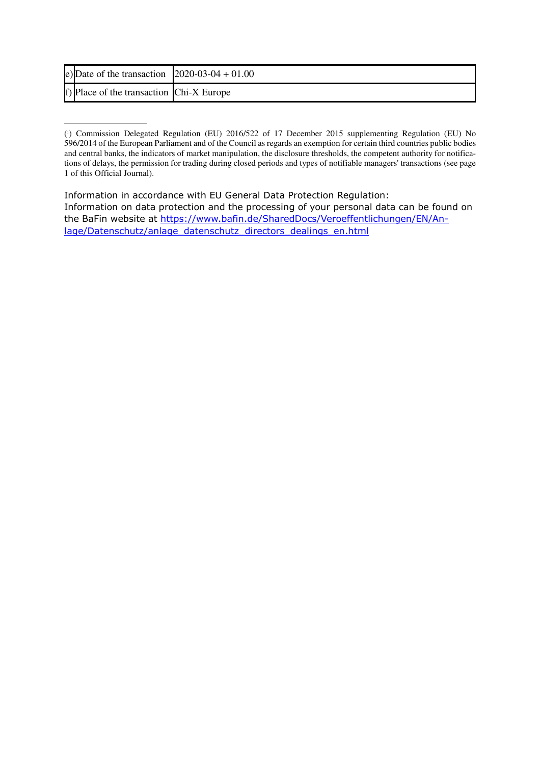| | | |
|---|---|---|
| e) | Date of the transaction | 2020-03-04 + 01.00 |
| f) | Place of the transaction | Chi-X Europe |

---

(1) Commission Delegated Regulation (EU) 2016/522 of 17 December 2015 supplementing Regulation (EU) No 596/2014 of the European Parliament and of the Council as regards an exemption for certain third countries public bodies and central banks, the indicators of market manipulation, the disclosure thresholds, the competent authority for notifications of delays, the permission for trading during closed periods and types of notifiable managers' transactions (see page 1 of this Official Journal).

Information in accordance with EU General Data Protection Regulation:
Information on data protection and the processing of your personal data can be found on the BaFin website at https://www.bafin.de/SharedDocs/Veroeffentlichungen/EN/Anlage/Datenschutz/anlage_datenschutz_directors_dealings_en.html